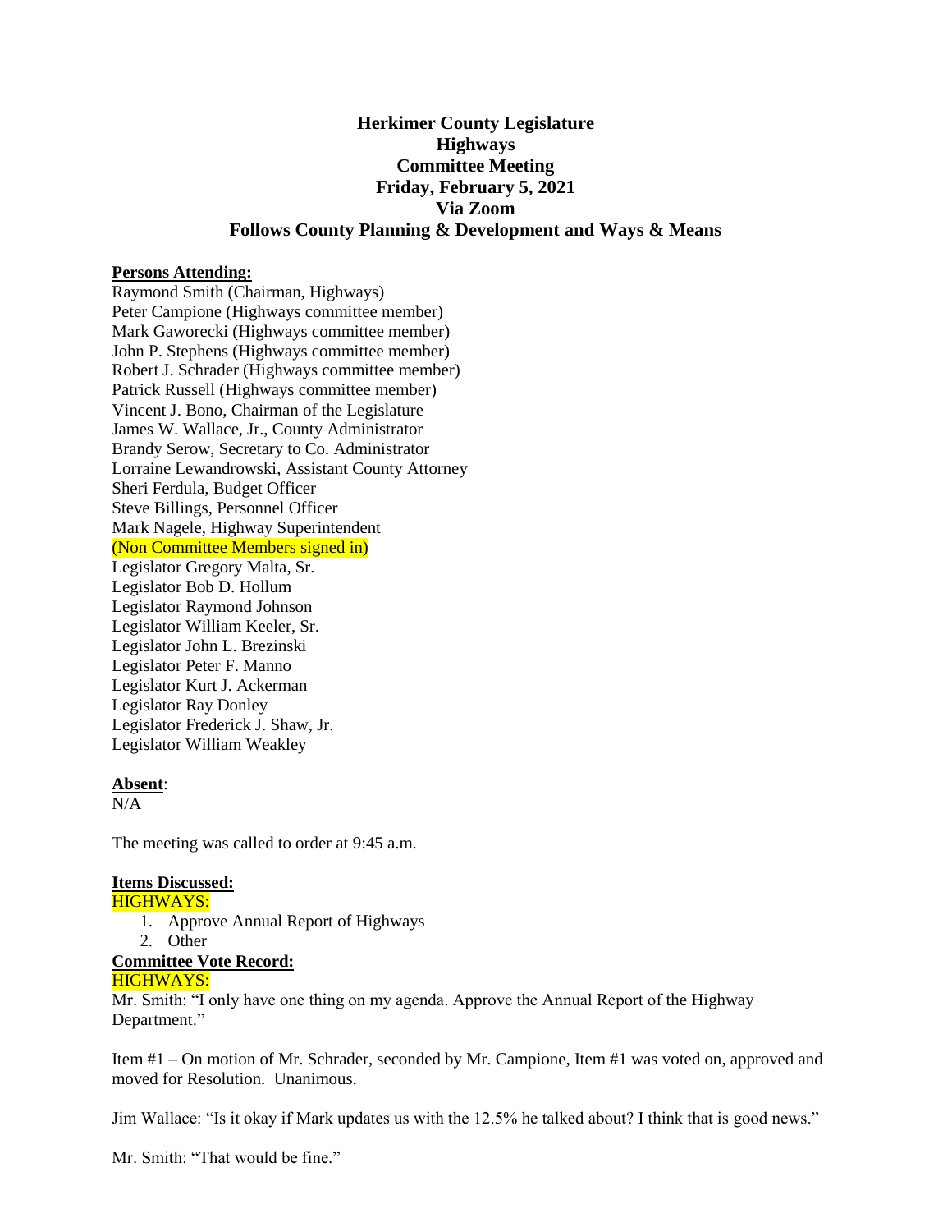# Herkimer County Legislature
## Highways
## Committee Meeting
## Friday, February 5, 2021
## Via Zoom
## Follows County Planning & Development and Ways & Means

**Persons Attending:**

Raymond Smith (Chairman, Highways)
Peter Campione (Highways committee member)
Mark Gaworecki (Highways committee member)
John P. Stephens (Highways committee member)
Robert J. Schrader (Highways committee member)
Patrick Russell (Highways committee member)
Vincent J. Bono, Chairman of the Legislature
James W. Wallace, Jr., County Administrator
Brandy Serow, Secretary to Co. Administrator
Lorraine Lewandrowski, Assistant County Attorney
Sheri Ferdula, Budget Officer
Steve Billings, Personnel Officer
Mark Nagele, Highway Superintendent
(Non Committee Members signed in)
Legislator Gregory Malta, Sr.
Legislator Bob D. Hollum
Legislator Raymond Johnson
Legislator William Keeler, Sr.
Legislator John L. Brezinski
Legislator Peter F. Manno
Legislator Kurt J. Ackerman
Legislator Ray Donley
Legislator Frederick J. Shaw, Jr.
Legislator William Weakley

**Absent**:
N/A

The meeting was called to order at 9:45 a.m.

**Items Discussed:**

HIGHWAYS:

1. Approve Annual Report of Highways
2. Other

**Committee Vote Record:**

HIGHWAYS:

Mr. Smith: "I only have one thing on my agenda. Approve the Annual Report of the Highway Department."

Item #1 – On motion of Mr. Schrader, seconded by Mr. Campione, Item #1 was voted on, approved and moved for Resolution. Unanimous.

Jim Wallace: "Is it okay if Mark updates us with the 12.5% he talked about? I think that is good news."

Mr. Smith: "That would be fine."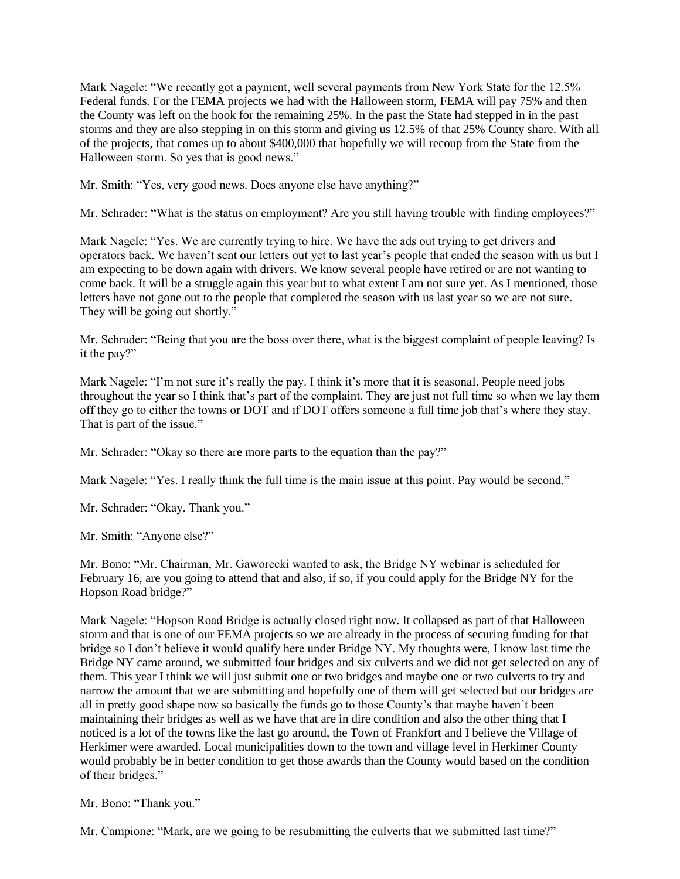Mark Nagele: "We recently got a payment, well several payments from New York State for the 12.5% Federal funds. For the FEMA projects we had with the Halloween storm, FEMA will pay 75% and then the County was left on the hook for the remaining 25%. In the past the State had stepped in in the past storms and they are also stepping in on this storm and giving us 12.5% of that 25% County share. With all of the projects, that comes up to about $400,000 that hopefully we will recoup from the State from the Halloween storm. So yes that is good news."

Mr. Smith: "Yes, very good news. Does anyone else have anything?"

Mr. Schrader: "What is the status on employment? Are you still having trouble with finding employees?"

Mark Nagele: "Yes. We are currently trying to hire. We have the ads out trying to get drivers and operators back. We haven't sent our letters out yet to last year's people that ended the season with us but I am expecting to be down again with drivers. We know several people have retired or are not wanting to come back. It will be a struggle again this year but to what extent I am not sure yet. As I mentioned, those letters have not gone out to the people that completed the season with us last year so we are not sure. They will be going out shortly."

Mr. Schrader: "Being that you are the boss over there, what is the biggest complaint of people leaving? Is it the pay?"

Mark Nagele: "I'm not sure it's really the pay. I think it's more that it is seasonal. People need jobs throughout the year so I think that's part of the complaint. They are just not full time so when we lay them off they go to either the towns or DOT and if DOT offers someone a full time job that's where they stay. That is part of the issue."

Mr. Schrader: "Okay so there are more parts to the equation than the pay?"

Mark Nagele: "Yes. I really think the full time is the main issue at this point. Pay would be second."

Mr. Schrader: "Okay. Thank you."

Mr. Smith: "Anyone else?"

Mr. Bono: "Mr. Chairman, Mr. Gaworecki wanted to ask, the Bridge NY webinar is scheduled for February 16, are you going to attend that and also, if so, if you could apply for the Bridge NY for the Hopson Road bridge?"

Mark Nagele: "Hopson Road Bridge is actually closed right now. It collapsed as part of that Halloween storm and that is one of our FEMA projects so we are already in the process of securing funding for that bridge so I don't believe it would qualify here under Bridge NY. My thoughts were, I know last time the Bridge NY came around, we submitted four bridges and six culverts and we did not get selected on any of them. This year I think we will just submit one or two bridges and maybe one or two culverts to try and narrow the amount that we are submitting and hopefully one of them will get selected but our bridges are all in pretty good shape now so basically the funds go to those County's that maybe haven't been maintaining their bridges as well as we have that are in dire condition and also the other thing that I noticed is a lot of the towns like the last go around, the Town of Frankfort and I believe the Village of Herkimer were awarded. Local municipalities down to the town and village level in Herkimer County would probably be in better condition to get those awards than the County would based on the condition of their bridges."

Mr. Bono: "Thank you."

Mr. Campione: "Mark, are we going to be resubmitting the culverts that we submitted last time?"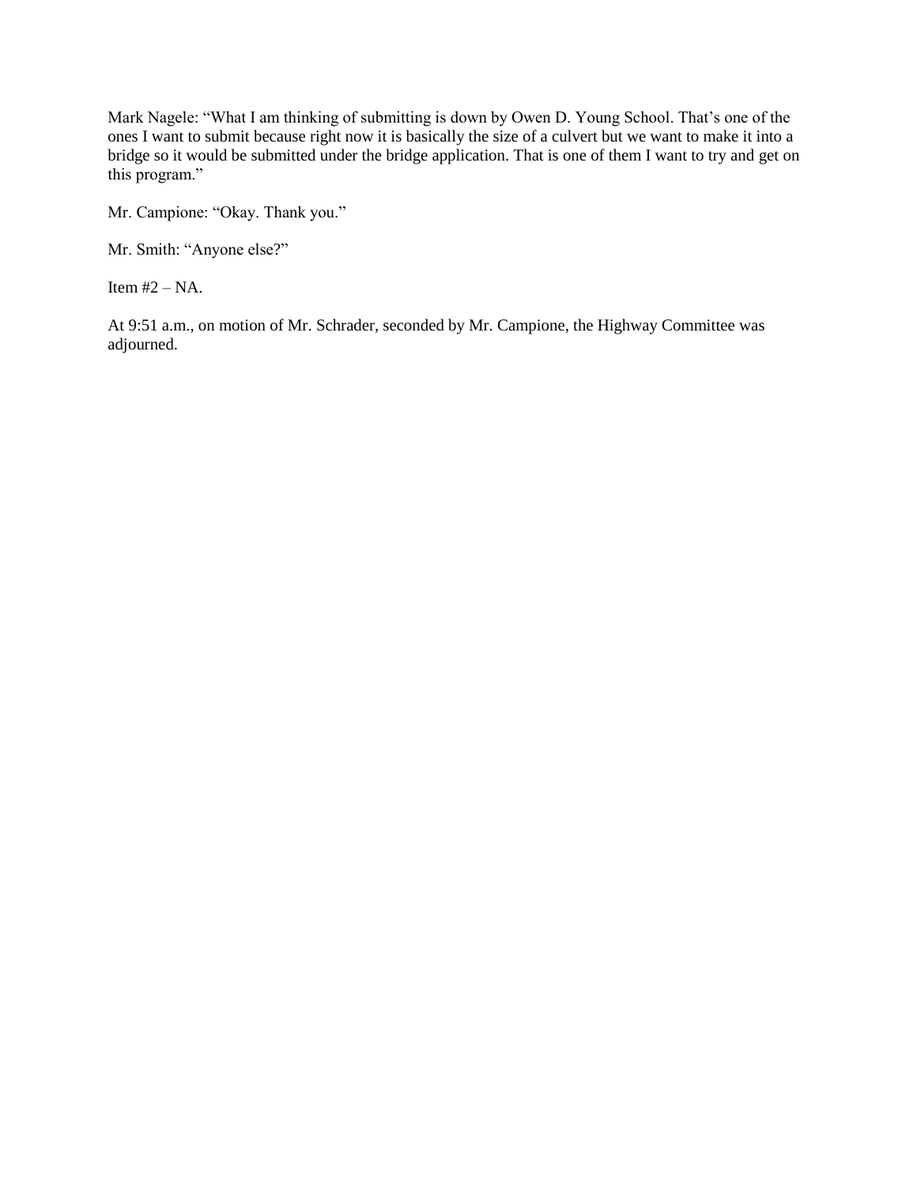Mark Nagele: “What I am thinking of submitting is down by Owen D. Young School. That’s one of the ones I want to submit because right now it is basically the size of a culvert but we want to make it into a bridge so it would be submitted under the bridge application. That is one of them I want to try and get on this program.”

Mr. Campione: “Okay. Thank you.”

Mr. Smith: “Anyone else?”

Item #2 – NA.

At 9:51 a.m., on motion of Mr. Schrader, seconded by Mr. Campione, the Highway Committee was adjourned.